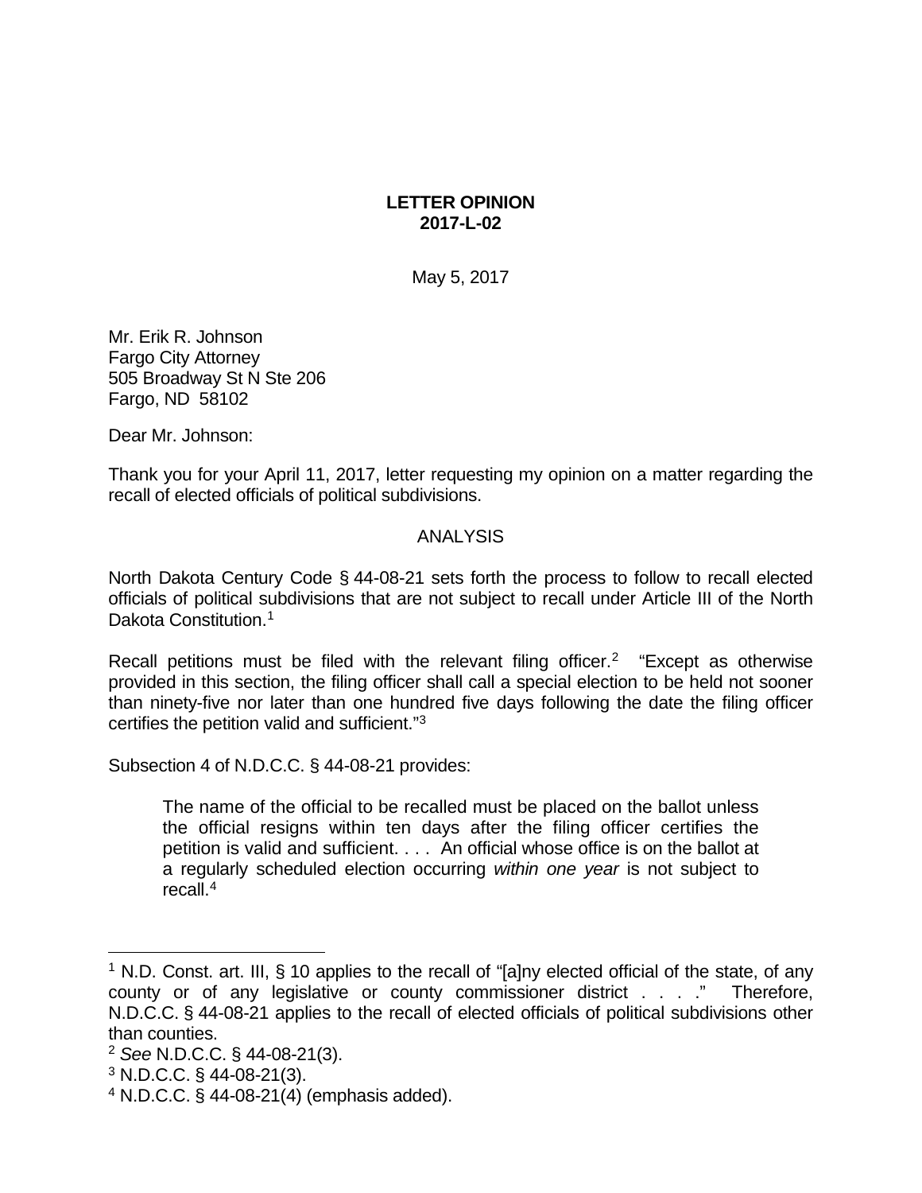**LETTER OPINION**
**2017-L-02**

May 5, 2017

Mr. Erik R. Johnson
Fargo City Attorney
505 Broadway St N Ste 206
Fargo, ND 58102

Dear Mr. Johnson:

Thank you for your April 11, 2017, letter requesting my opinion on a matter regarding the recall of elected officials of political subdivisions.

ANALYSIS

North Dakota Century Code § 44-08-21 sets forth the process to follow to recall elected officials of political subdivisions that are not subject to recall under Article III of the North Dakota Constitution.[1]

Recall petitions must be filed with the relevant filing officer.[2] "Except as otherwise provided in this section, the filing officer shall call a special election to be held not sooner than ninety-five nor later than one hundred five days following the date the filing officer certifies the petition valid and sufficient."[3]

Subsection 4 of N.D.C.C. § 44-08-21 provides:

> The name of the official to be recalled must be placed on the ballot unless the official resigns within ten days after the filing officer certifies the petition is valid and sufficient. . . . An official whose office is on the ballot at a regularly scheduled election occurring *within one year* is not subject to recall.[4]

---

[1] N.D. Const. art. III, § 10 applies to the recall of "[a]ny elected official of the state, of any county or of any legislative or county commissioner district . . . ." Therefore, N.D.C.C. § 44-08-21 applies to the recall of elected officials of political subdivisions other than counties.

[2] *See* N.D.C.C. § 44-08-21(3).

[3] N.D.C.C. § 44-08-21(3).

[4] N.D.C.C. § 44-08-21(4) (emphasis added).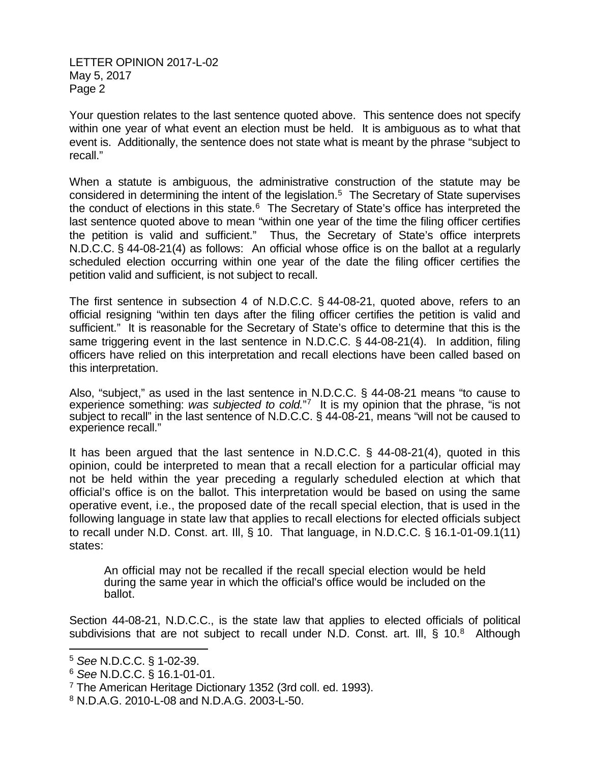Your question relates to the last sentence quoted above. This sentence does not specify within one year of what event an election must be held. It is ambiguous as to what that event is. Additionally, the sentence does not state what is meant by the phrase "subject to recall."

When a statute is ambiguous, the administrative construction of the statute may be considered in determining the intent of the legislation.[5] The Secretary of State supervises the conduct of elections in this state.[6] The Secretary of State's office has interpreted the last sentence quoted above to mean "within one year of the time the filing officer certifies the petition is valid and sufficient." Thus, the Secretary of State's office interprets N.D.C.C. § 44-08-21(4) as follows: An official whose office is on the ballot at a regularly scheduled election occurring within one year of the date the filing officer certifies the petition valid and sufficient, is not subject to recall.

The first sentence in subsection 4 of N.D.C.C. § 44-08-21, quoted above, refers to an official resigning "within ten days after the filing officer certifies the petition is valid and sufficient." It is reasonable for the Secretary of State's office to determine that this is the same triggering event in the last sentence in N.D.C.C. § 44-08-21(4). In addition, filing officers have relied on this interpretation and recall elections have been called based on this interpretation.

Also, "subject," as used in the last sentence in N.D.C.C. § 44-08-21 means "to cause to experience something: *was subjected to cold.*"[7] It is my opinion that the phrase, "is not subject to recall" in the last sentence of N.D.C.C. § 44-08-21, means "will not be caused to experience recall."

It has been argued that the last sentence in N.D.C.C. § 44-08-21(4), quoted in this opinion, could be interpreted to mean that a recall election for a particular official may not be held within the year preceding a regularly scheduled election at which that official's office is on the ballot. This interpretation would be based on using the same operative event, i.e., the proposed date of the recall special election, that is used in the following language in state law that applies to recall elections for elected officials subject to recall under N.D. Const. art. III, § 10. That language, in N.D.C.C. § 16.1-01-09.1(11) states:

> An official may not be recalled if the recall special election would be held during the same year in which the official's office would be included on the ballot.

Section 44-08-21, N.D.C.C., is the state law that applies to elected officials of political subdivisions that are not subject to recall under N.D. Const. art. III, § 10.[8] Although

---

[5] *See* N.D.C.C. § 1-02-39.

[6] *See* N.D.C.C. § 16.1-01-01.

[7] The American Heritage Dictionary 1352 (3rd coll. ed. 1993).

[8] N.D.A.G. 2010-L-08 and N.D.A.G. 2003-L-50.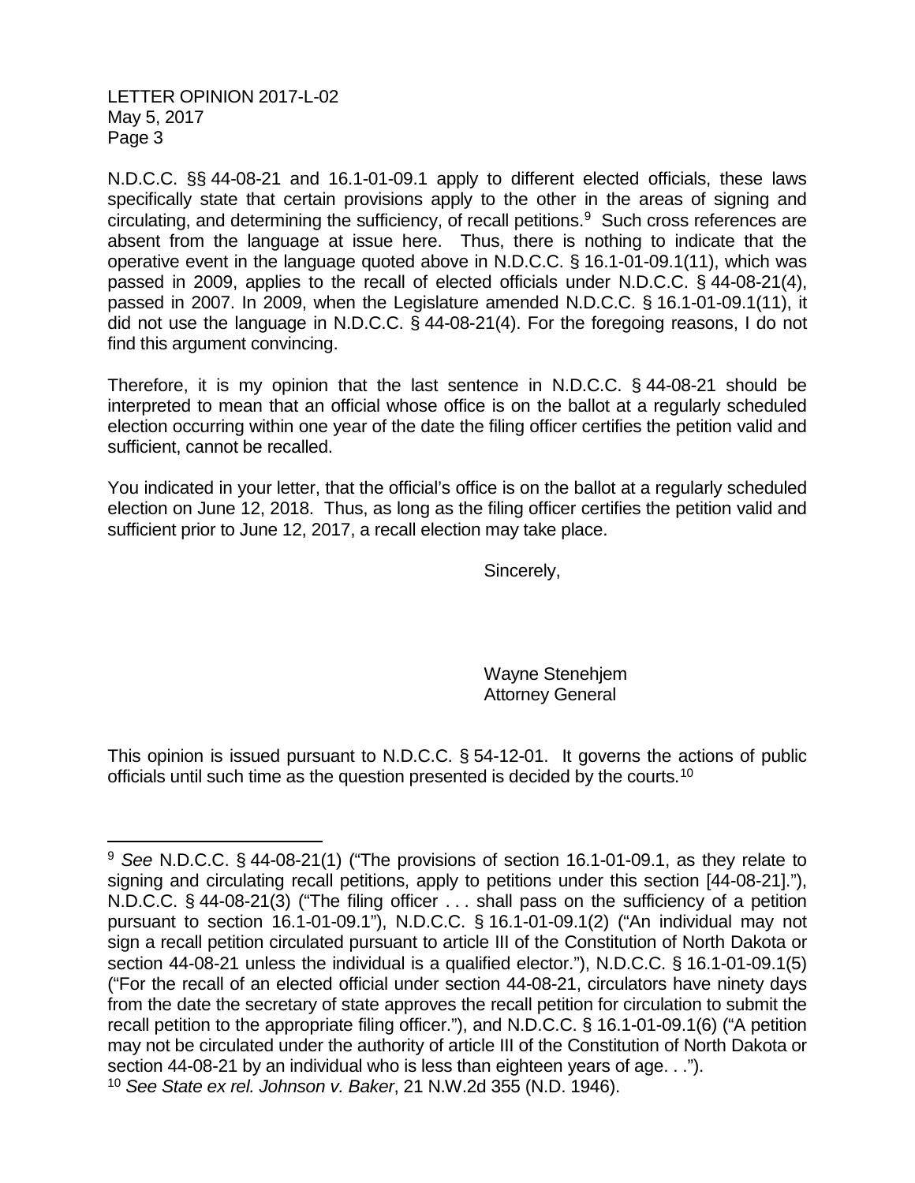N.D.C.C. §§ 44-08-21 and 16.1-01-09.1 apply to different elected officials, these laws specifically state that certain provisions apply to the other in the areas of signing and circulating, and determining the sufficiency, of recall petitions.[9] Such cross references are absent from the language at issue here. Thus, there is nothing to indicate that the operative event in the language quoted above in N.D.C.C. § 16.1-01-09.1(11), which was passed in 2009, applies to the recall of elected officials under N.D.C.C. § 44-08-21(4), passed in 2007. In 2009, when the Legislature amended N.D.C.C. § 16.1-01-09.1(11), it did not use the language in N.D.C.C. § 44-08-21(4). For the foregoing reasons, I do not find this argument convincing.

Therefore, it is my opinion that the last sentence in N.D.C.C. § 44-08-21 should be interpreted to mean that an official whose office is on the ballot at a regularly scheduled election occurring within one year of the date the filing officer certifies the petition valid and sufficient, cannot be recalled.

You indicated in your letter, that the official's office is on the ballot at a regularly scheduled election on June 12, 2018. Thus, as long as the filing officer certifies the petition valid and sufficient prior to June 12, 2017, a recall election may take place.

Sincerely,

Wayne Stenehjem
Attorney General

This opinion is issued pursuant to N.D.C.C. § 54-12-01. It governs the actions of public officials until such time as the question presented is decided by the courts.[10]

---

[9] *See* N.D.C.C. § 44-08-21(1) ("The provisions of section 16.1-01-09.1, as they relate to signing and circulating recall petitions, apply to petitions under this section [44-08-21]."), N.D.C.C. § 44-08-21(3) ("The filing officer . . . shall pass on the sufficiency of a petition pursuant to section 16.1-01-09.1"), N.D.C.C. § 16.1-01-09.1(2) ("An individual may not sign a recall petition circulated pursuant to article III of the Constitution of North Dakota or section 44-08-21 unless the individual is a qualified elector."), N.D.C.C. § 16.1-01-09.1(5) ("For the recall of an elected official under section 44-08-21, circulators have ninety days from the date the secretary of state approves the recall petition for circulation to submit the recall petition to the appropriate filing officer."), and N.D.C.C. § 16.1-01-09.1(6) ("A petition may not be circulated under the authority of article III of the Constitution of North Dakota or section 44-08-21 by an individual who is less than eighteen years of age. . .").

[10] *See State ex rel. Johnson v. Baker*, 21 N.W.2d 355 (N.D. 1946).